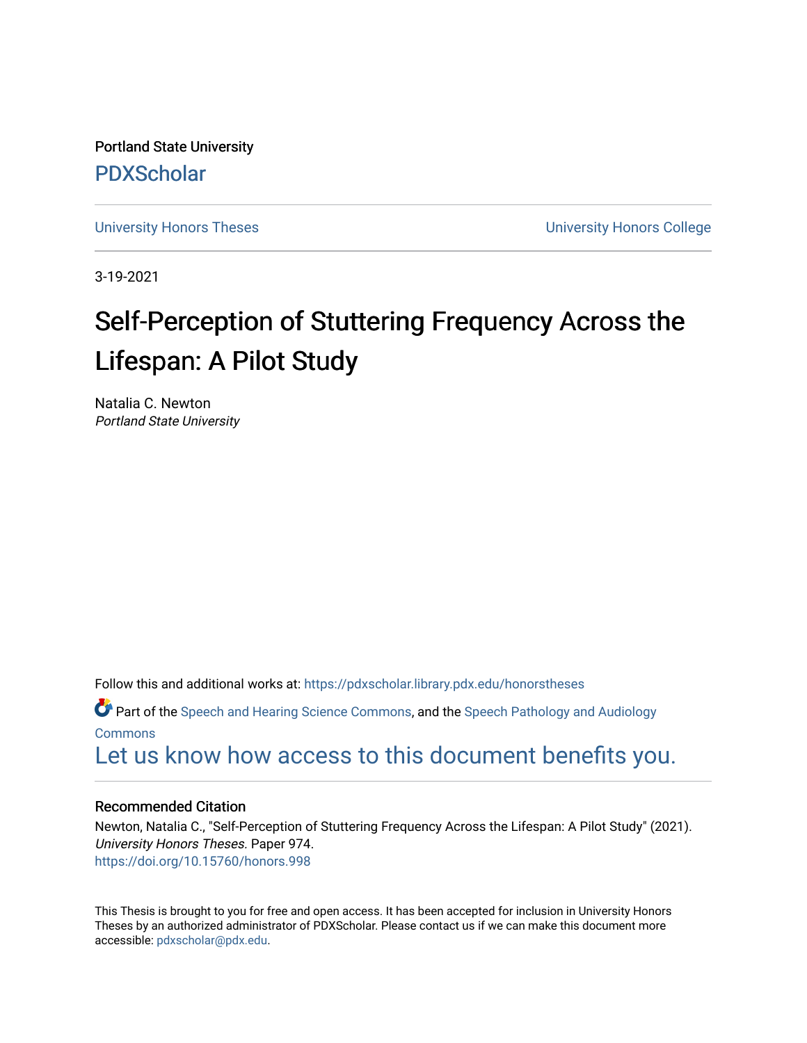Portland State University

PDXScholar

University Honors Theses

University Honors College

3-19-2021

# Self-Perception of Stuttering Frequency Across the Lifespan: A Pilot Study

Natalia C. Newton
*Portland State University*

Follow this and additional works at: https://pdxscholar.library.pdx.edu/honorstheses

Part of the Speech and Hearing Science Commons, and the Speech Pathology and Audiology Commons

Let us know how access to this document benefits you.

### Recommended Citation

Newton, Natalia C., "Self-Perception of Stuttering Frequency Across the Lifespan: A Pilot Study" (2021). *University Honors Theses.* Paper 974.
https://doi.org/10.15760/honors.998

This Thesis is brought to you for free and open access. It has been accepted for inclusion in University Honors Theses by an authorized administrator of PDXScholar. Please contact us if we can make this document more accessible: pdxscholar@pdx.edu.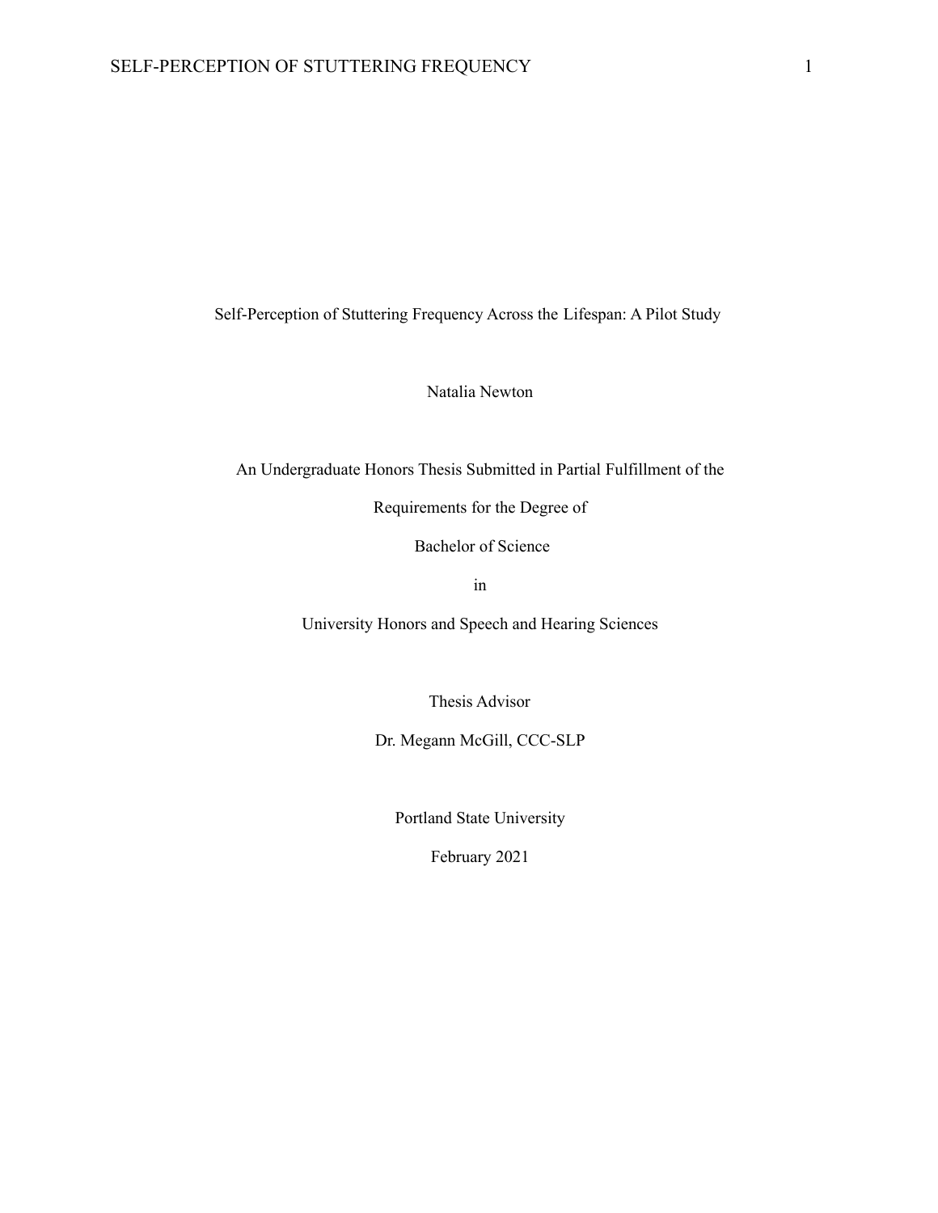# Self-Perception of Stuttering Frequency Across the Lifespan: A Pilot Study

Natalia Newton

An Undergraduate Honors Thesis Submitted in Partial Fulfillment of the

Requirements for the Degree of

Bachelor of Science

in

University Honors and Speech and Hearing Sciences

Thesis Advisor

Dr. Megann McGill, CCC-SLP

Portland State University

February 2021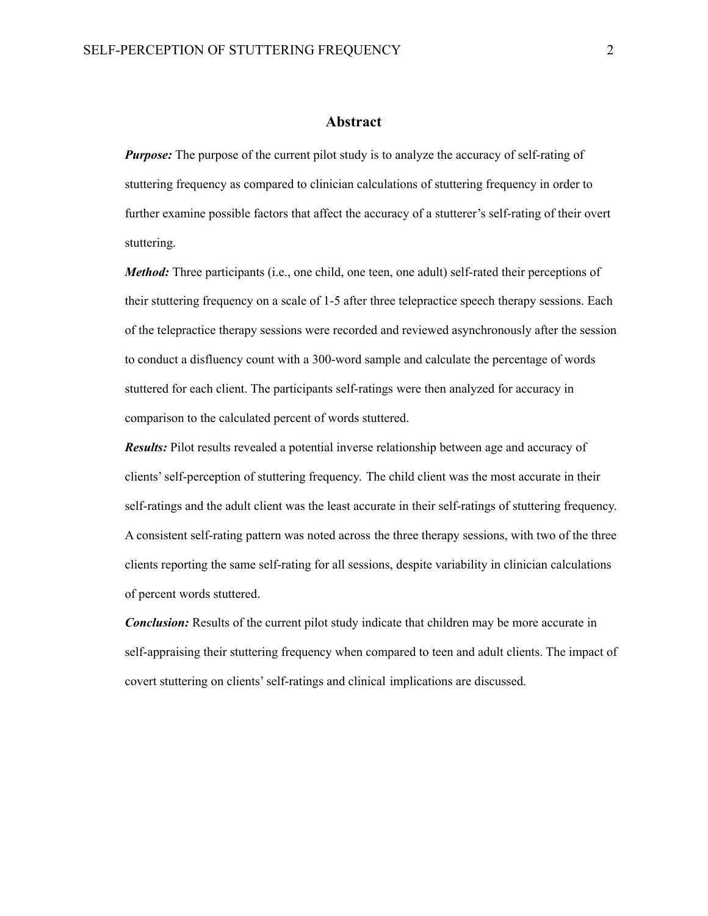# Abstract

***Purpose:*** The purpose of the current pilot study is to analyze the accuracy of self-rating of stuttering frequency as compared to clinician calculations of stuttering frequency in order to further examine possible factors that affect the accuracy of a stutterer's self-rating of their overt stuttering.

***Method:*** Three participants (i.e., one child, one teen, one adult) self-rated their perceptions of their stuttering frequency on a scale of 1-5 after three telepractice speech therapy sessions. Each of the telepractice therapy sessions were recorded and reviewed asynchronously after the session to conduct a disfluency count with a 300-word sample and calculate the percentage of words stuttered for each client. The participants self-ratings were then analyzed for accuracy in comparison to the calculated percent of words stuttered.

***Results:*** Pilot results revealed a potential inverse relationship between age and accuracy of clients' self-perception of stuttering frequency. The child client was the most accurate in their self-ratings and the adult client was the least accurate in their self-ratings of stuttering frequency. A consistent self-rating pattern was noted across the three therapy sessions, with two of the three clients reporting the same self-rating for all sessions, despite variability in clinician calculations of percent words stuttered.

***Conclusion:*** Results of the current pilot study indicate that children may be more accurate in self-appraising their stuttering frequency when compared to teen and adult clients. The impact of covert stuttering on clients' self-ratings and clinical implications are discussed.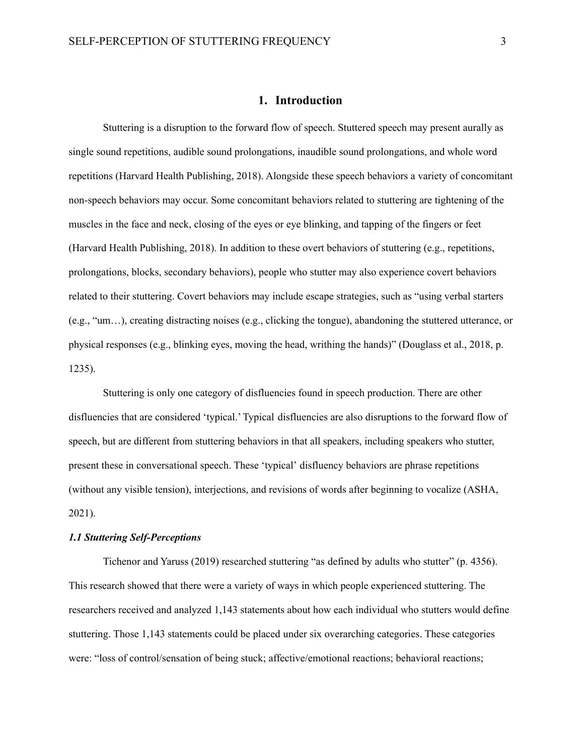# 1. Introduction

Stuttering is a disruption to the forward flow of speech. Stuttered speech may present aurally as single sound repetitions, audible sound prolongations, inaudible sound prolongations, and whole word repetitions (Harvard Health Publishing, 2018). Alongside these speech behaviors a variety of concomitant non-speech behaviors may occur. Some concomitant behaviors related to stuttering are tightening of the muscles in the face and neck, closing of the eyes or eye blinking, and tapping of the fingers or feet (Harvard Health Publishing, 2018). In addition to these overt behaviors of stuttering (e.g., repetitions, prolongations, blocks, secondary behaviors), people who stutter may also experience covert behaviors related to their stuttering. Covert behaviors may include escape strategies, such as "using verbal starters (e.g., "um…), creating distracting noises (e.g., clicking the tongue), abandoning the stuttered utterance, or physical responses (e.g., blinking eyes, moving the head, writhing the hands)" (Douglass et al., 2018, p. 1235).

Stuttering is only one category of disfluencies found in speech production. There are other disfluencies that are considered 'typical.' Typical disfluencies are also disruptions to the forward flow of speech, but are different from stuttering behaviors in that all speakers, including speakers who stutter, present these in conversational speech. These 'typical' disfluency behaviors are phrase repetitions (without any visible tension), interjections, and revisions of words after beginning to vocalize (ASHA, 2021).

### *1.1 Stuttering Self-Perceptions*

Tichenor and Yaruss (2019) researched stuttering "as defined by adults who stutter" (p. 4356). This research showed that there were a variety of ways in which people experienced stuttering. The researchers received and analyzed 1,143 statements about how each individual who stutters would define stuttering. Those 1,143 statements could be placed under six overarching categories. These categories were: "loss of control/sensation of being stuck; affective/emotional reactions; behavioral reactions;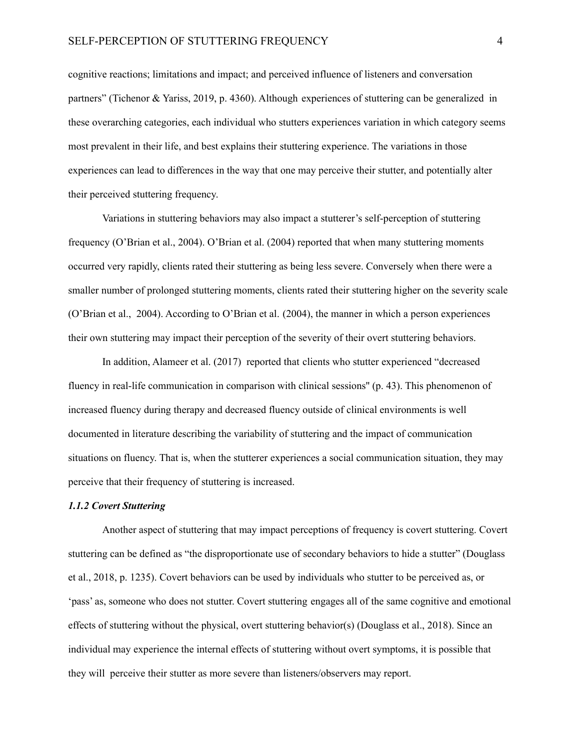cognitive reactions; limitations and impact; and perceived influence of listeners and conversation partners" (Tichenor & Yariss, 2019, p. 4360). Although experiences of stuttering can be generalized in these overarching categories, each individual who stutters experiences variation in which category seems most prevalent in their life, and best explains their stuttering experience. The variations in those experiences can lead to differences in the way that one may perceive their stutter, and potentially alter their perceived stuttering frequency.

Variations in stuttering behaviors may also impact a stutterer's self-perception of stuttering frequency (O'Brian et al., 2004). O'Brian et al. (2004) reported that when many stuttering moments occurred very rapidly, clients rated their stuttering as being less severe. Conversely when there were a smaller number of prolonged stuttering moments, clients rated their stuttering higher on the severity scale (O'Brian et al., 2004). According to O'Brian et al. (2004), the manner in which a person experiences their own stuttering may impact their perception of the severity of their overt stuttering behaviors.

In addition, Alameer et al. (2017) reported that clients who stutter experienced "decreased fluency in real-life communication in comparison with clinical sessions" (p. 43). This phenomenon of increased fluency during therapy and decreased fluency outside of clinical environments is well documented in literature describing the variability of stuttering and the impact of communication situations on fluency. That is, when the stutterer experiences a social communication situation, they may perceive that their frequency of stuttering is increased.

### *1.1.2 Covert Stuttering*

Another aspect of stuttering that may impact perceptions of frequency is covert stuttering. Covert stuttering can be defined as "the disproportionate use of secondary behaviors to hide a stutter" (Douglass et al., 2018, p. 1235). Covert behaviors can be used by individuals who stutter to be perceived as, or 'pass' as, someone who does not stutter. Covert stuttering engages all of the same cognitive and emotional effects of stuttering without the physical, overt stuttering behavior(s) (Douglass et al., 2018). Since an individual may experience the internal effects of stuttering without overt symptoms, it is possible that they will perceive their stutter as more severe than listeners/observers may report.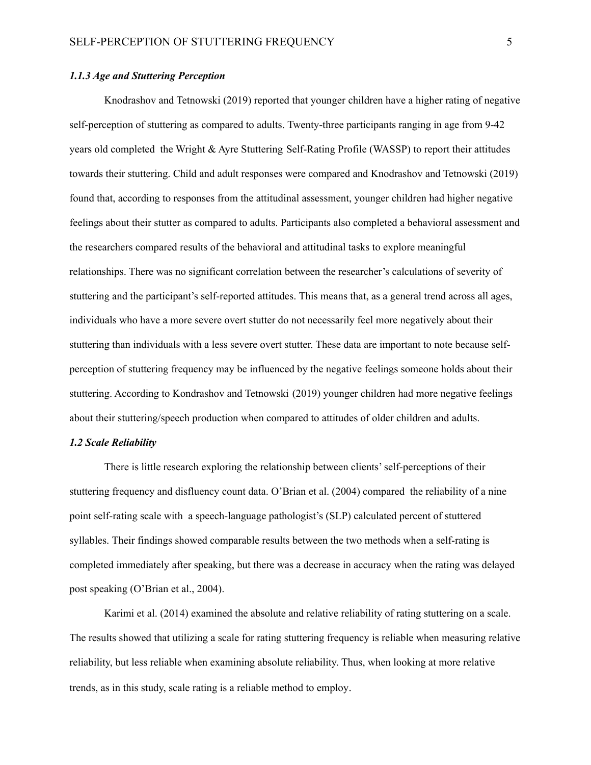### *1.1.3 Age and Stuttering Perception*

Knodrashov and Tetnowski (2019) reported that younger children have a higher rating of negative self-perception of stuttering as compared to adults. Twenty-three participants ranging in age from 9-42 years old completed the Wright & Ayre Stuttering Self-Rating Profile (WASSP) to report their attitudes towards their stuttering. Child and adult responses were compared and Knodrashov and Tetnowski (2019) found that, according to responses from the attitudinal assessment, younger children had higher negative feelings about their stutter as compared to adults. Participants also completed a behavioral assessment and the researchers compared results of the behavioral and attitudinal tasks to explore meaningful relationships. There was no significant correlation between the researcher's calculations of severity of stuttering and the participant's self-reported attitudes. This means that, as a general trend across all ages, individuals who have a more severe overt stutter do not necessarily feel more negatively about their stuttering than individuals with a less severe overt stutter. These data are important to note because self-perception of stuttering frequency may be influenced by the negative feelings someone holds about their stuttering. According to Kondrashov and Tetnowski (2019) younger children had more negative feelings about their stuttering/speech production when compared to attitudes of older children and adults.

### *1.2 Scale Reliability*

There is little research exploring the relationship between clients' self-perceptions of their stuttering frequency and disfluency count data. O'Brian et al. (2004) compared the reliability of a nine point self-rating scale with a speech-language pathologist's (SLP) calculated percent of stuttered syllables. Their findings showed comparable results between the two methods when a self-rating is completed immediately after speaking, but there was a decrease in accuracy when the rating was delayed post speaking (O'Brian et al., 2004).

Karimi et al. (2014) examined the absolute and relative reliability of rating stuttering on a scale. The results showed that utilizing a scale for rating stuttering frequency is reliable when measuring relative reliability, but less reliable when examining absolute reliability. Thus, when looking at more relative trends, as in this study, scale rating is a reliable method to employ.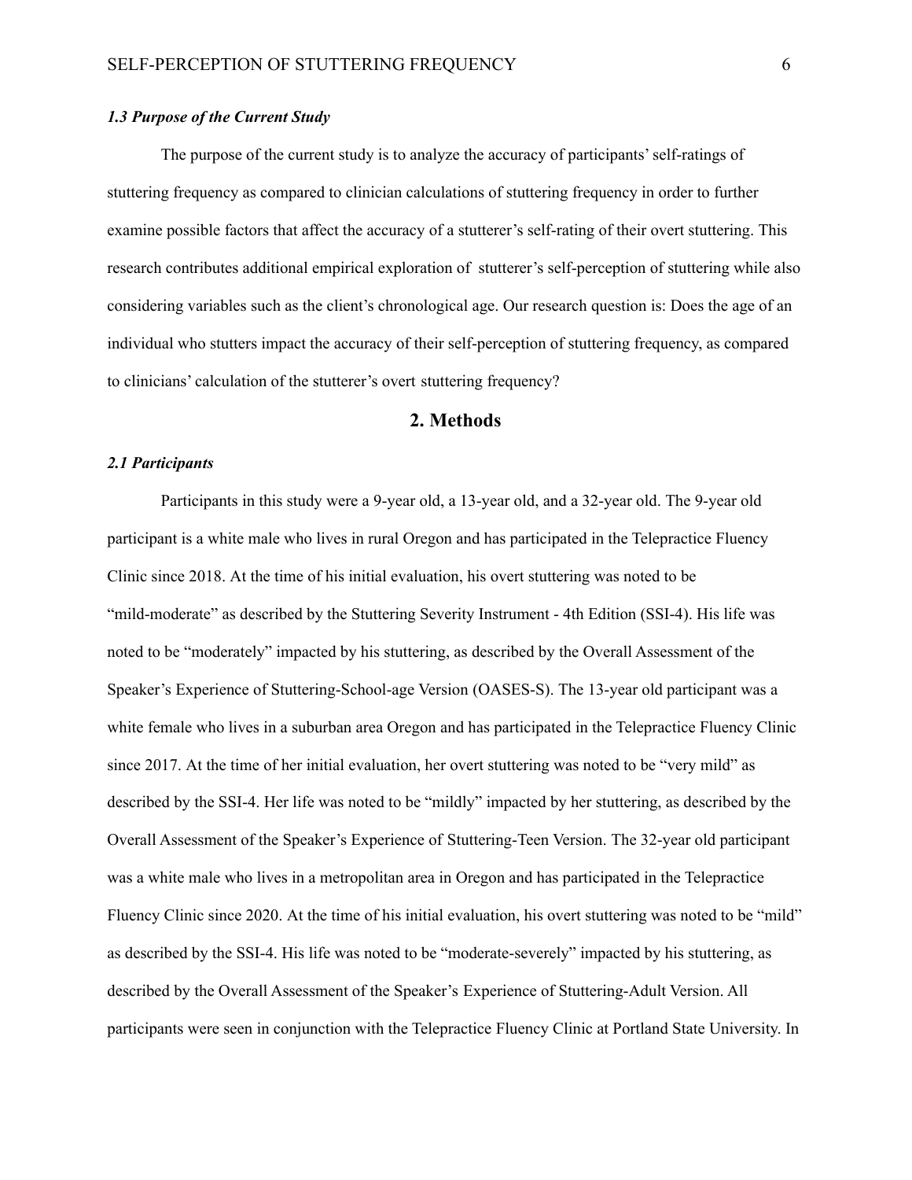### *1.3 Purpose of the Current Study*

The purpose of the current study is to analyze the accuracy of participants' self-ratings of stuttering frequency as compared to clinician calculations of stuttering frequency in order to further examine possible factors that affect the accuracy of a stutterer's self-rating of their overt stuttering. This research contributes additional empirical exploration of  stutterer's self-perception of stuttering while also considering variables such as the client's chronological age. Our research question is: Does the age of an individual who stutters impact the accuracy of their self-perception of stuttering frequency, as compared to clinicians' calculation of the stutterer's overt stuttering frequency?

## 2. Methods

### *2.1 Participants*

Participants in this study were a 9-year old, a 13-year old, and a 32-year old. The 9-year old participant is a white male who lives in rural Oregon and has participated in the Telepractice Fluency Clinic since 2018. At the time of his initial evaluation, his overt stuttering was noted to be "mild-moderate" as described by the Stuttering Severity Instrument - 4th Edition (SSI-4). His life was noted to be "moderately" impacted by his stuttering, as described by the Overall Assessment of the Speaker's Experience of Stuttering-School-age Version (OASES-S). The 13-year old participant was a white female who lives in a suburban area Oregon and has participated in the Telepractice Fluency Clinic since 2017. At the time of her initial evaluation, her overt stuttering was noted to be "very mild" as described by the SSI-4. Her life was noted to be "mildly" impacted by her stuttering, as described by the Overall Assessment of the Speaker's Experience of Stuttering-Teen Version. The 32-year old participant was a white male who lives in a metropolitan area in Oregon and has participated in the Telepractice Fluency Clinic since 2020. At the time of his initial evaluation, his overt stuttering was noted to be "mild" as described by the SSI-4. His life was noted to be "moderate-severely" impacted by his stuttering, as described by the Overall Assessment of the Speaker's Experience of Stuttering-Adult Version. All participants were seen in conjunction with the Telepractice Fluency Clinic at Portland State University. In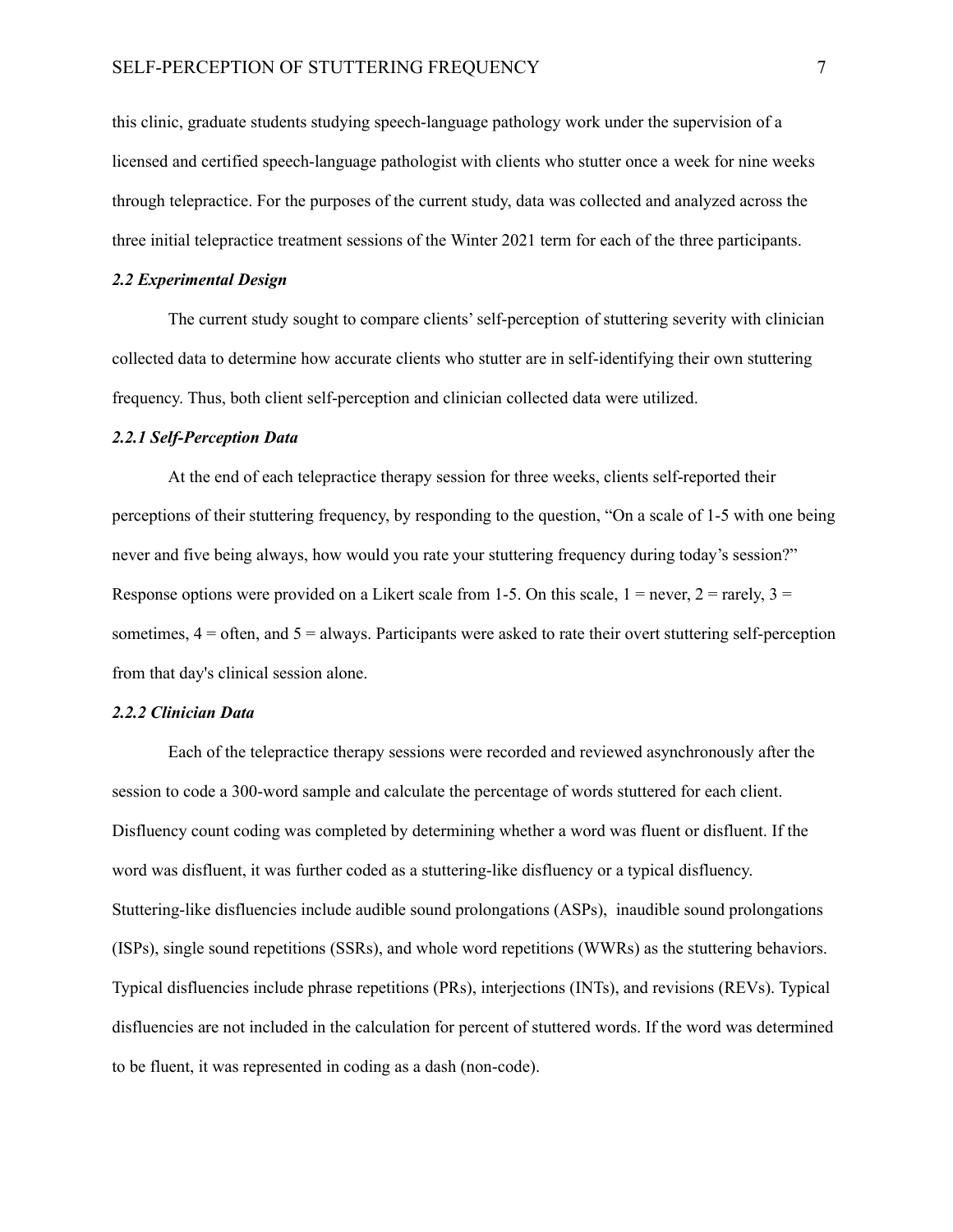this clinic, graduate students studying speech-language pathology work under the supervision of a licensed and certified speech-language pathologist with clients who stutter once a week for nine weeks through telepractice. For the purposes of the current study, data was collected and analyzed across the three initial telepractice treatment sessions of the Winter 2021 term for each of the three participants.

### *2.2 Experimental Design*

The current study sought to compare clients' self-perception of stuttering severity with clinician collected data to determine how accurate clients who stutter are in self-identifying their own stuttering frequency. Thus, both client self-perception and clinician collected data were utilized.

#### *2.2.1 Self-Perception Data*

At the end of each telepractice therapy session for three weeks, clients self-reported their perceptions of their stuttering frequency, by responding to the question, "On a scale of 1-5 with one being never and five being always, how would you rate your stuttering frequency during today's session?" Response options were provided on a Likert scale from 1-5. On this scale, 1 = never, 2 = rarely, 3 = sometimes, 4 = often, and 5 = always. Participants were asked to rate their overt stuttering self-perception from that day's clinical session alone.

#### *2.2.2 Clinician Data*

Each of the telepractice therapy sessions were recorded and reviewed asynchronously after the session to code a 300-word sample and calculate the percentage of words stuttered for each client. Disfluency count coding was completed by determining whether a word was fluent or disfluent. If the word was disfluent, it was further coded as a stuttering-like disfluency or a typical disfluency. Stuttering-like disfluencies include audible sound prolongations (ASPs), inaudible sound prolongations (ISPs), single sound repetitions (SSRs), and whole word repetitions (WWRs) as the stuttering behaviors. Typical disfluencies include phrase repetitions (PRs), interjections (INTs), and revisions (REVs). Typical disfluencies are not included in the calculation for percent of stuttered words. If the word was determined to be fluent, it was represented in coding as a dash (non-code).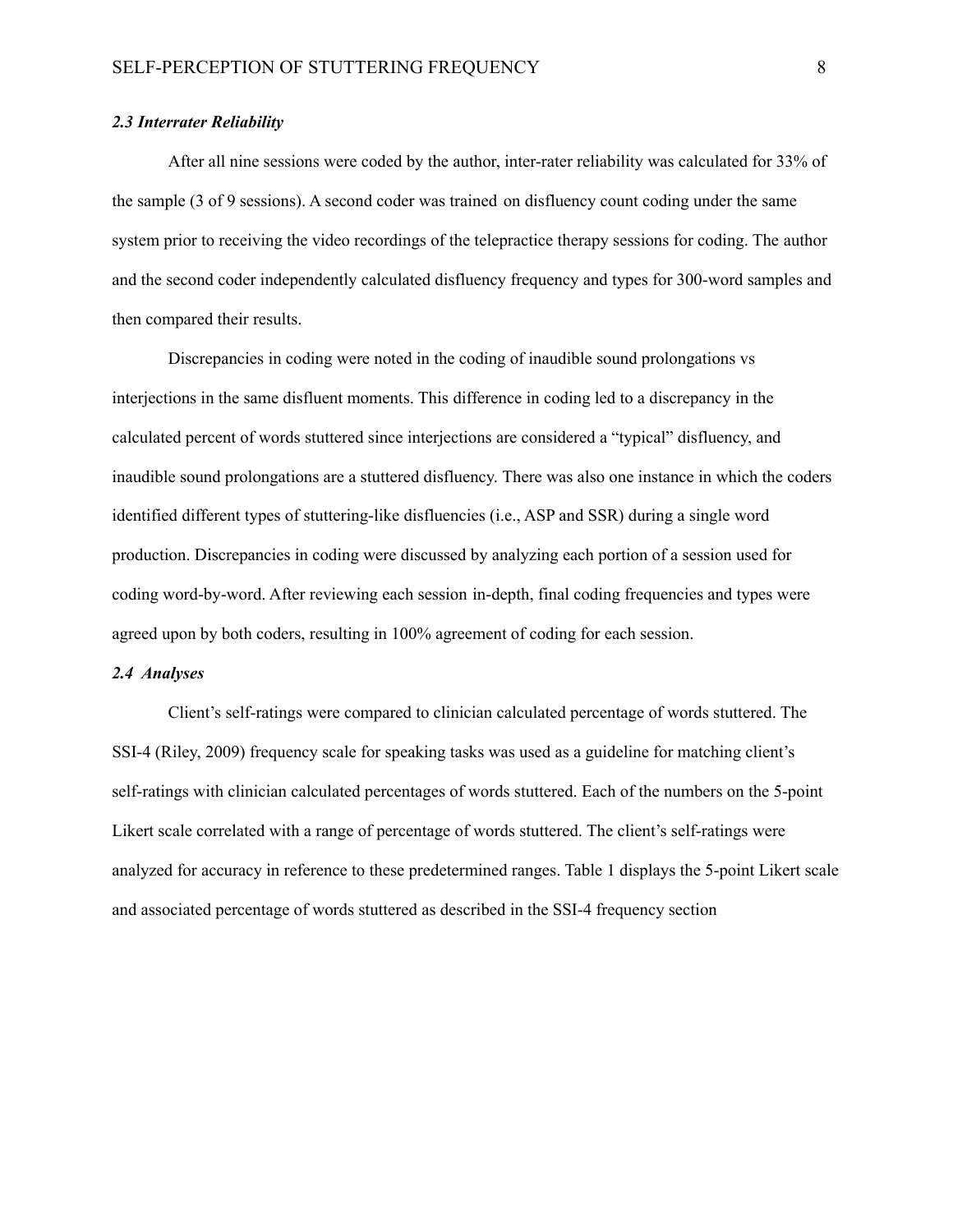### *2.3 Interrater Reliability*

After all nine sessions were coded by the author, inter-rater reliability was calculated for 33% of the sample (3 of 9 sessions). A second coder was trained on disfluency count coding under the same system prior to receiving the video recordings of the telepractice therapy sessions for coding. The author and the second coder independently calculated disfluency frequency and types for 300-word samples and then compared their results.

Discrepancies in coding were noted in the coding of inaudible sound prolongations vs interjections in the same disfluent moments. This difference in coding led to a discrepancy in the calculated percent of words stuttered since interjections are considered a "typical" disfluency, and inaudible sound prolongations are a stuttered disfluency. There was also one instance in which the coders identified different types of stuttering-like disfluencies (i.e., ASP and SSR) during a single word production. Discrepancies in coding were discussed by analyzing each portion of a session used for coding word-by-word. After reviewing each session in-depth, final coding frequencies and types were agreed upon by both coders, resulting in 100% agreement of coding for each session.

### *2.4 Analyses*

Client's self-ratings were compared to clinician calculated percentage of words stuttered. The SSI-4 (Riley, 2009) frequency scale for speaking tasks was used as a guideline for matching client's self-ratings with clinician calculated percentages of words stuttered. Each of the numbers on the 5-point Likert scale correlated with a range of percentage of words stuttered. The client's self-ratings were analyzed for accuracy in reference to these predetermined ranges. Table 1 displays the 5-point Likert scale and associated percentage of words stuttered as described in the SSI-4 frequency section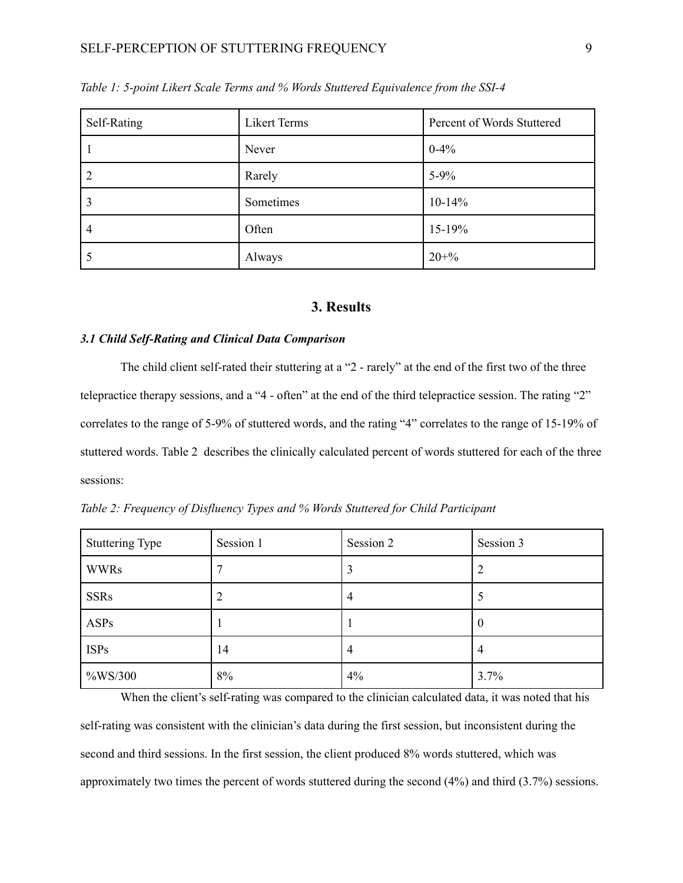*Table 1: 5-point Likert Scale Terms and % Words Stuttered Equivalence from the SSI-4*

| Self-Rating | Likert Terms | Percent of Words Stuttered |
|---|---|---|
| 1 | Never | 0-4% |
| 2 | Rarely | 5-9% |
| 3 | Sometimes | 10-14% |
| 4 | Often | 15-19% |
| 5 | Always | 20+% |

## 3. Results

### *3.1 Child Self-Rating and Clinical Data Comparison*

The child client self-rated their stuttering at a "2 - rarely" at the end of the first two of the three telepractice therapy sessions, and a "4 - often" at the end of the third telepractice session. The rating "2" correlates to the range of 5-9% of stuttered words, and the rating "4" correlates to the range of 15-19% of stuttered words. Table 2 describes the clinically calculated percent of words stuttered for each of the three sessions:

*Table 2: Frequency of Disfluency Types and % Words Stuttered for Child Participant*

| Stuttering Type | Session 1 | Session 2 | Session 3 |
|---|---|---|---|
| WWRs | 7 | 3 | 2 |
| SSRs | 2 | 4 | 5 |
| ASPs | 1 | 1 | 0 |
| ISPs | 14 | 4 | 4 |
| %WS/300 | 8% | 4% | 3.7% |

When the client's self-rating was compared to the clinician calculated data, it was noted that his self-rating was consistent with the clinician's data during the first session, but inconsistent during the second and third sessions. In the first session, the client produced 8% words stuttered, which was approximately two times the percent of words stuttered during the second (4%) and third (3.7%) sessions.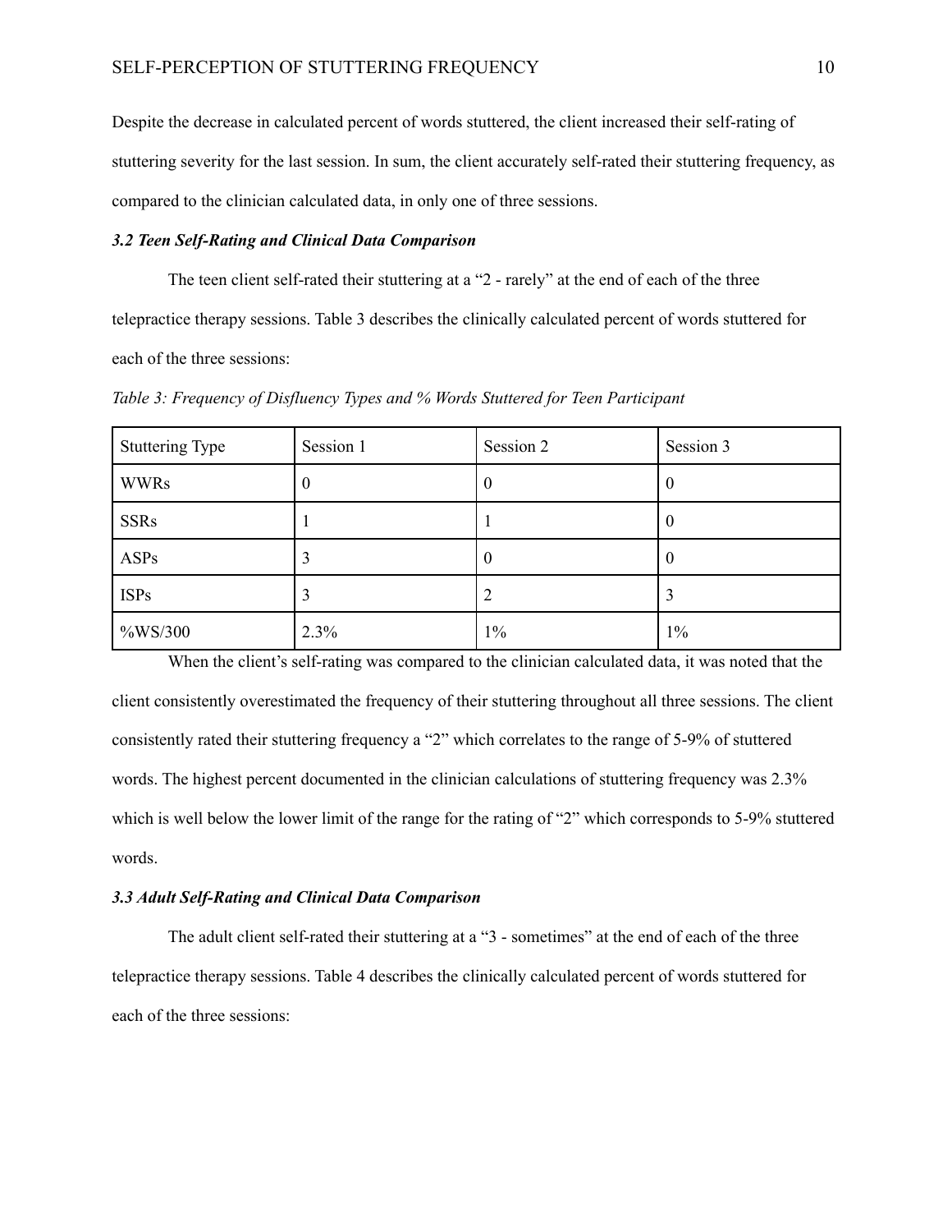Despite the decrease in calculated percent of words stuttered, the client increased their self-rating of stuttering severity for the last session. In sum, the client accurately self-rated their stuttering frequency, as compared to the clinician calculated data, in only one of three sessions.

### *3.2 Teen Self-Rating and Clinical Data Comparison*

The teen client self-rated their stuttering at a "2 - rarely" at the end of each of the three telepractice therapy sessions. Table 3 describes the clinically calculated percent of words stuttered for each of the three sessions:

*Table 3: Frequency of Disfluency Types and % Words Stuttered for Teen Participant*

| Stuttering Type | Session 1 | Session 2 | Session 3 |
|---|---|---|---|
| WWRs | 0 | 0 | 0 |
| SSRs | 1 | 1 | 0 |
| ASPs | 3 | 0 | 0 |
| ISPs | 3 | 2 | 3 |
| %WS/300 | 2.3% | 1% | 1% |

When the client's self-rating was compared to the clinician calculated data, it was noted that the client consistently overestimated the frequency of their stuttering throughout all three sessions. The client consistently rated their stuttering frequency a "2" which correlates to the range of 5-9% of stuttered words. The highest percent documented in the clinician calculations of stuttering frequency was 2.3% which is well below the lower limit of the range for the rating of "2" which corresponds to 5-9% stuttered words.

### *3.3 Adult Self-Rating and Clinical Data Comparison*

The adult client self-rated their stuttering at a "3 - sometimes" at the end of each of the three telepractice therapy sessions. Table 4 describes the clinically calculated percent of words stuttered for each of the three sessions: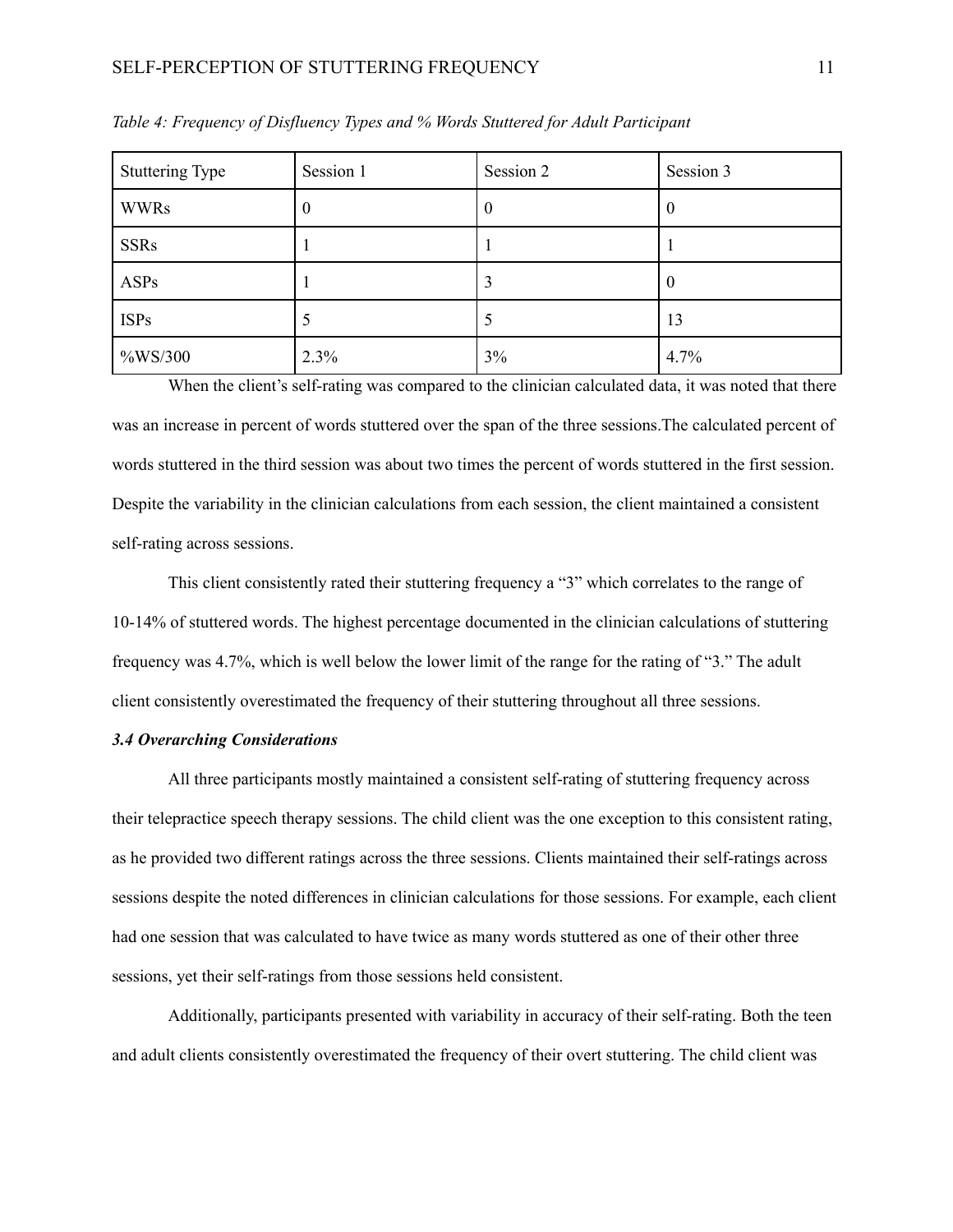*Table 4: Frequency of Disfluency Types and % Words Stuttered for Adult Participant*

| Stuttering Type | Session 1 | Session 2 | Session 3 |
|---|---|---|---|
| WWRs | 0 | 0 | 0 |
| SSRs | 1 | 1 | 1 |
| ASPs | 1 | 3 | 0 |
| ISPs | 5 | 5 | 13 |
| %WS/300 | 2.3% | 3% | 4.7% |

When the client's self-rating was compared to the clinician calculated data, it was noted that there was an increase in percent of words stuttered over the span of the three sessions.The calculated percent of words stuttered in the third session was about two times the percent of words stuttered in the first session. Despite the variability in the clinician calculations from each session, the client maintained a consistent self-rating across sessions.

This client consistently rated their stuttering frequency a "3" which correlates to the range of 10-14% of stuttered words. The highest percentage documented in the clinician calculations of stuttering frequency was 4.7%, which is well below the lower limit of the range for the rating of "3." The adult client consistently overestimated the frequency of their stuttering throughout all three sessions.

### *3.4 Overarching Considerations*

All three participants mostly maintained a consistent self-rating of stuttering frequency across their telepractice speech therapy sessions. The child client was the one exception to this consistent rating, as he provided two different ratings across the three sessions. Clients maintained their self-ratings across sessions despite the noted differences in clinician calculations for those sessions. For example, each client had one session that was calculated to have twice as many words stuttered as one of their other three sessions, yet their self-ratings from those sessions held consistent.

Additionally, participants presented with variability in accuracy of their self-rating. Both the teen and adult clients consistently overestimated the frequency of their overt stuttering. The child client was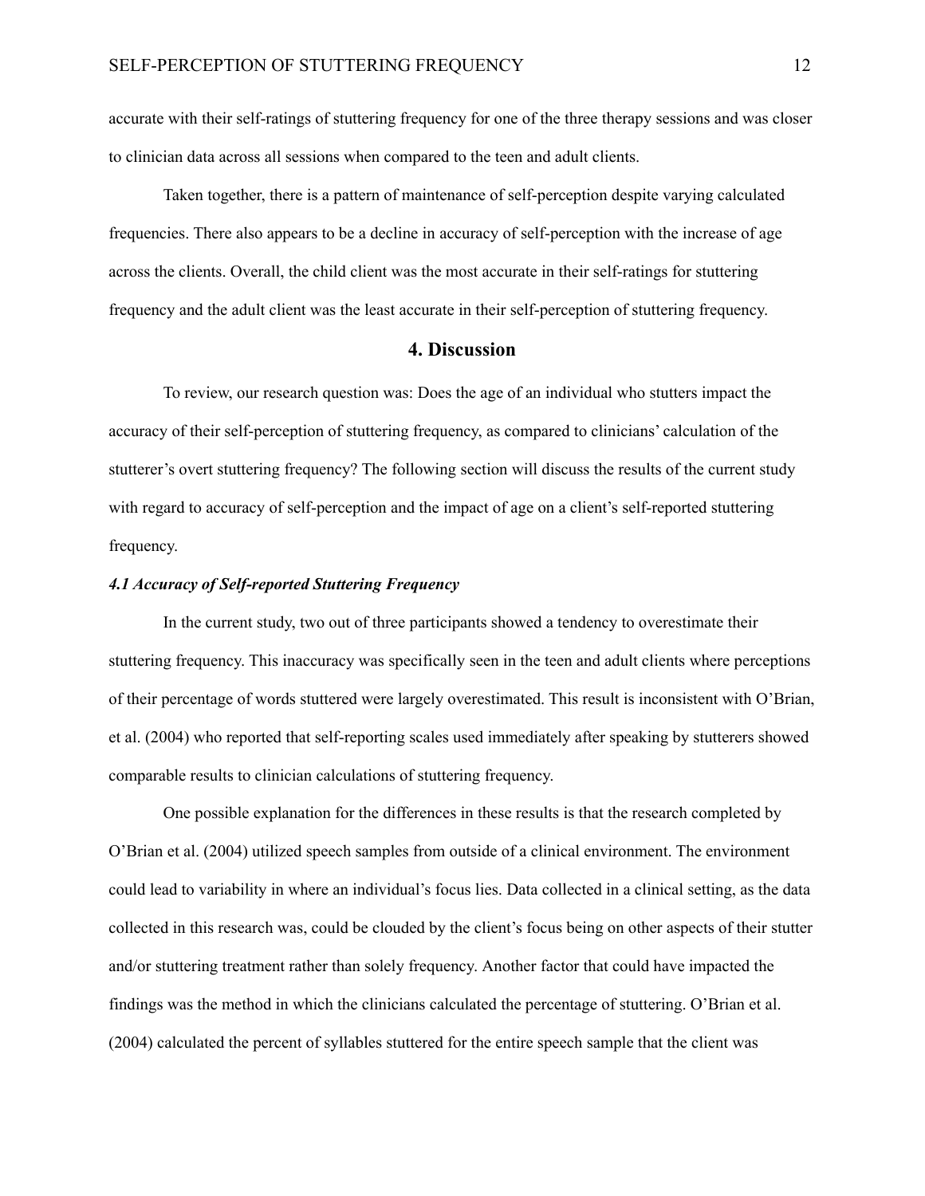accurate with their self-ratings of stuttering frequency for one of the three therapy sessions and was closer to clinician data across all sessions when compared to the teen and adult clients.

Taken together, there is a pattern of maintenance of self-perception despite varying calculated frequencies. There also appears to be a decline in accuracy of self-perception with the increase of age across the clients. Overall, the child client was the most accurate in their self-ratings for stuttering frequency and the adult client was the least accurate in their self-perception of stuttering frequency.

## 4. Discussion

To review, our research question was: Does the age of an individual who stutters impact the accuracy of their self-perception of stuttering frequency, as compared to clinicians' calculation of the stutterer's overt stuttering frequency? The following section will discuss the results of the current study with regard to accuracy of self-perception and the impact of age on a client's self-reported stuttering frequency.

### *4.1 Accuracy of Self-reported Stuttering Frequency*

In the current study, two out of three participants showed a tendency to overestimate their stuttering frequency. This inaccuracy was specifically seen in the teen and adult clients where perceptions of their percentage of words stuttered were largely overestimated. This result is inconsistent with O'Brian, et al. (2004) who reported that self-reporting scales used immediately after speaking by stutterers showed comparable results to clinician calculations of stuttering frequency.

One possible explanation for the differences in these results is that the research completed by O'Brian et al. (2004) utilized speech samples from outside of a clinical environment. The environment could lead to variability in where an individual's focus lies. Data collected in a clinical setting, as the data collected in this research was, could be clouded by the client's focus being on other aspects of their stutter and/or stuttering treatment rather than solely frequency. Another factor that could have impacted the findings was the method in which the clinicians calculated the percentage of stuttering. O'Brian et al. (2004) calculated the percent of syllables stuttered for the entire speech sample that the client was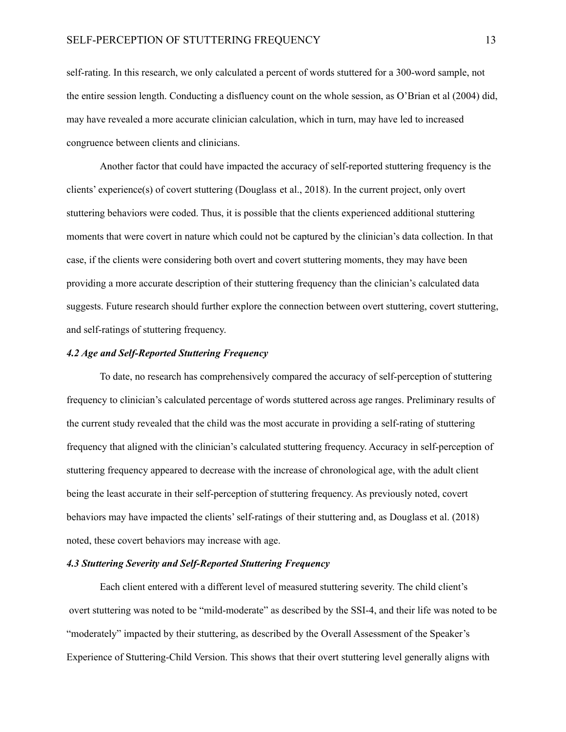self-rating. In this research, we only calculated a percent of words stuttered for a 300-word sample, not the entire session length. Conducting a disfluency count on the whole session, as O'Brian et al (2004) did, may have revealed a more accurate clinician calculation, which in turn, may have led to increased congruence between clients and clinicians.

Another factor that could have impacted the accuracy of self-reported stuttering frequency is the clients' experience(s) of covert stuttering (Douglass et al., 2018). In the current project, only overt stuttering behaviors were coded. Thus, it is possible that the clients experienced additional stuttering moments that were covert in nature which could not be captured by the clinician's data collection. In that case, if the clients were considering both overt and covert stuttering moments, they may have been providing a more accurate description of their stuttering frequency than the clinician's calculated data suggests. Future research should further explore the connection between overt stuttering, covert stuttering, and self-ratings of stuttering frequency.

### *4.2 Age and Self-Reported Stuttering Frequency*

To date, no research has comprehensively compared the accuracy of self-perception of stuttering frequency to clinician's calculated percentage of words stuttered across age ranges. Preliminary results of the current study revealed that the child was the most accurate in providing a self-rating of stuttering frequency that aligned with the clinician's calculated stuttering frequency. Accuracy in self-perception of stuttering frequency appeared to decrease with the increase of chronological age, with the adult client being the least accurate in their self-perception of stuttering frequency. As previously noted, covert behaviors may have impacted the clients' self-ratings of their stuttering and, as Douglass et al. (2018) noted, these covert behaviors may increase with age.

### *4.3 Stuttering Severity and Self-Reported Stuttering Frequency*

Each client entered with a different level of measured stuttering severity. The child client's overt stuttering was noted to be "mild-moderate" as described by the SSI-4, and their life was noted to be "moderately" impacted by their stuttering, as described by the Overall Assessment of the Speaker's Experience of Stuttering-Child Version. This shows that their overt stuttering level generally aligns with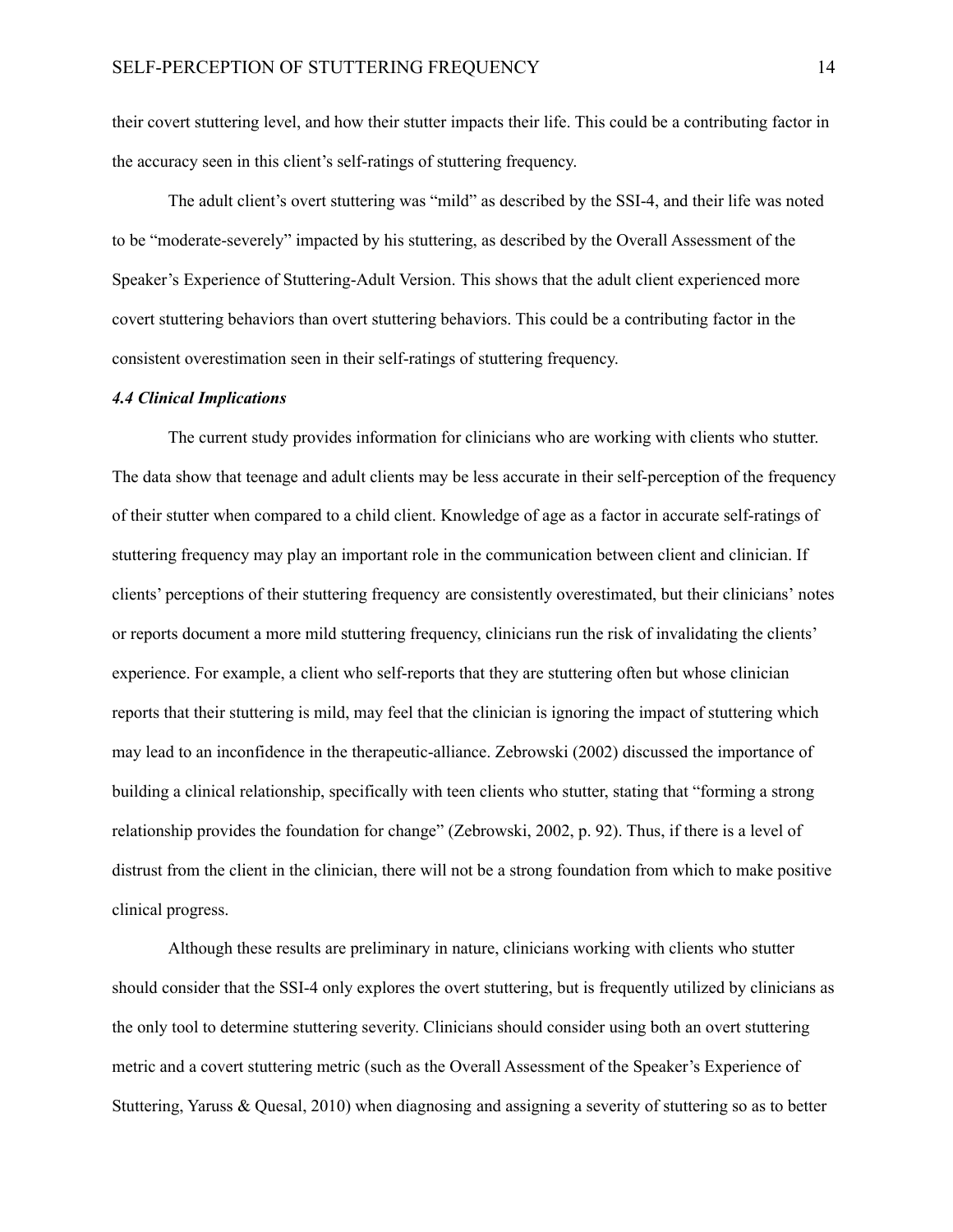their covert stuttering level, and how their stutter impacts their life. This could be a contributing factor in the accuracy seen in this client's self-ratings of stuttering frequency.

The adult client's overt stuttering was "mild" as described by the SSI-4, and their life was noted to be "moderate-severely" impacted by his stuttering, as described by the Overall Assessment of the Speaker's Experience of Stuttering-Adult Version. This shows that the adult client experienced more covert stuttering behaviors than overt stuttering behaviors. This could be a contributing factor in the consistent overestimation seen in their self-ratings of stuttering frequency.

### *4.4 Clinical Implications*

The current study provides information for clinicians who are working with clients who stutter. The data show that teenage and adult clients may be less accurate in their self-perception of the frequency of their stutter when compared to a child client. Knowledge of age as a factor in accurate self-ratings of stuttering frequency may play an important role in the communication between client and clinician. If clients' perceptions of their stuttering frequency are consistently overestimated, but their clinicians' notes or reports document a more mild stuttering frequency, clinicians run the risk of invalidating the clients' experience. For example, a client who self-reports that they are stuttering often but whose clinician reports that their stuttering is mild, may feel that the clinician is ignoring the impact of stuttering which may lead to an inconfidence in the therapeutic-alliance. Zebrowski (2002) discussed the importance of building a clinical relationship, specifically with teen clients who stutter, stating that "forming a strong relationship provides the foundation for change" (Zebrowski, 2002, p. 92). Thus, if there is a level of distrust from the client in the clinician, there will not be a strong foundation from which to make positive clinical progress.

Although these results are preliminary in nature, clinicians working with clients who stutter should consider that the SSI-4 only explores the overt stuttering, but is frequently utilized by clinicians as the only tool to determine stuttering severity. Clinicians should consider using both an overt stuttering metric and a covert stuttering metric (such as the Overall Assessment of the Speaker's Experience of Stuttering, Yaruss & Quesal, 2010) when diagnosing and assigning a severity of stuttering so as to better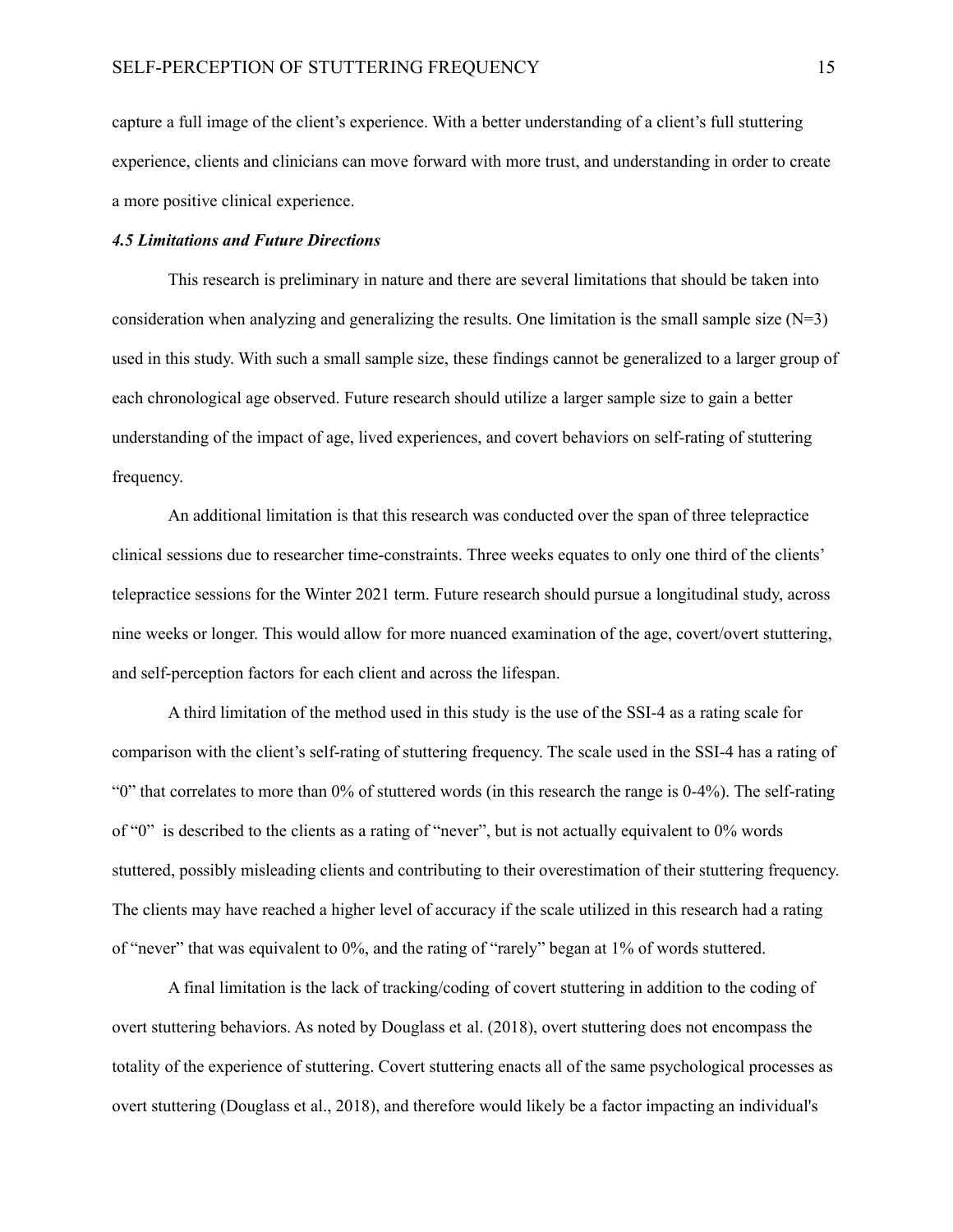capture a full image of the client's experience. With a better understanding of a client's full stuttering experience, clients and clinicians can move forward with more trust, and understanding in order to create a more positive clinical experience.

### *4.5 Limitations and Future Directions*

This research is preliminary in nature and there are several limitations that should be taken into consideration when analyzing and generalizing the results. One limitation is the small sample size (N=3) used in this study. With such a small sample size, these findings cannot be generalized to a larger group of each chronological age observed. Future research should utilize a larger sample size to gain a better understanding of the impact of age, lived experiences, and covert behaviors on self-rating of stuttering frequency.

An additional limitation is that this research was conducted over the span of three telepractice clinical sessions due to researcher time-constraints. Three weeks equates to only one third of the clients' telepractice sessions for the Winter 2021 term. Future research should pursue a longitudinal study, across nine weeks or longer. This would allow for more nuanced examination of the age, covert/overt stuttering, and self-perception factors for each client and across the lifespan.

A third limitation of the method used in this study is the use of the SSI-4 as a rating scale for comparison with the client's self-rating of stuttering frequency. The scale used in the SSI-4 has a rating of "0" that correlates to more than 0% of stuttered words (in this research the range is 0-4%). The self-rating of "0" is described to the clients as a rating of "never", but is not actually equivalent to 0% words stuttered, possibly misleading clients and contributing to their overestimation of their stuttering frequency. The clients may have reached a higher level of accuracy if the scale utilized in this research had a rating of "never" that was equivalent to 0%, and the rating of "rarely" began at 1% of words stuttered.

A final limitation is the lack of tracking/coding of covert stuttering in addition to the coding of overt stuttering behaviors. As noted by Douglass et al. (2018), overt stuttering does not encompass the totality of the experience of stuttering. Covert stuttering enacts all of the same psychological processes as overt stuttering (Douglass et al., 2018), and therefore would likely be a factor impacting an individual's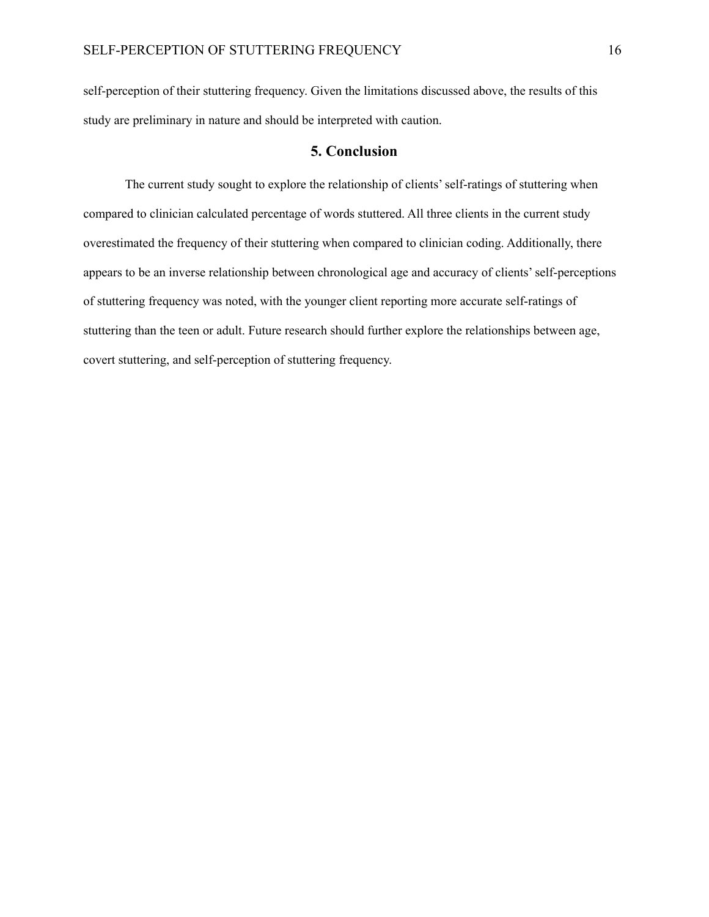self-perception of their stuttering frequency. Given the limitations discussed above, the results of this study are preliminary in nature and should be interpreted with caution.

## 5. Conclusion

The current study sought to explore the relationship of clients' self-ratings of stuttering when compared to clinician calculated percentage of words stuttered. All three clients in the current study overestimated the frequency of their stuttering when compared to clinician coding. Additionally, there appears to be an inverse relationship between chronological age and accuracy of clients' self-perceptions of stuttering frequency was noted, with the younger client reporting more accurate self-ratings of stuttering than the teen or adult. Future research should further explore the relationships between age, covert stuttering, and self-perception of stuttering frequency.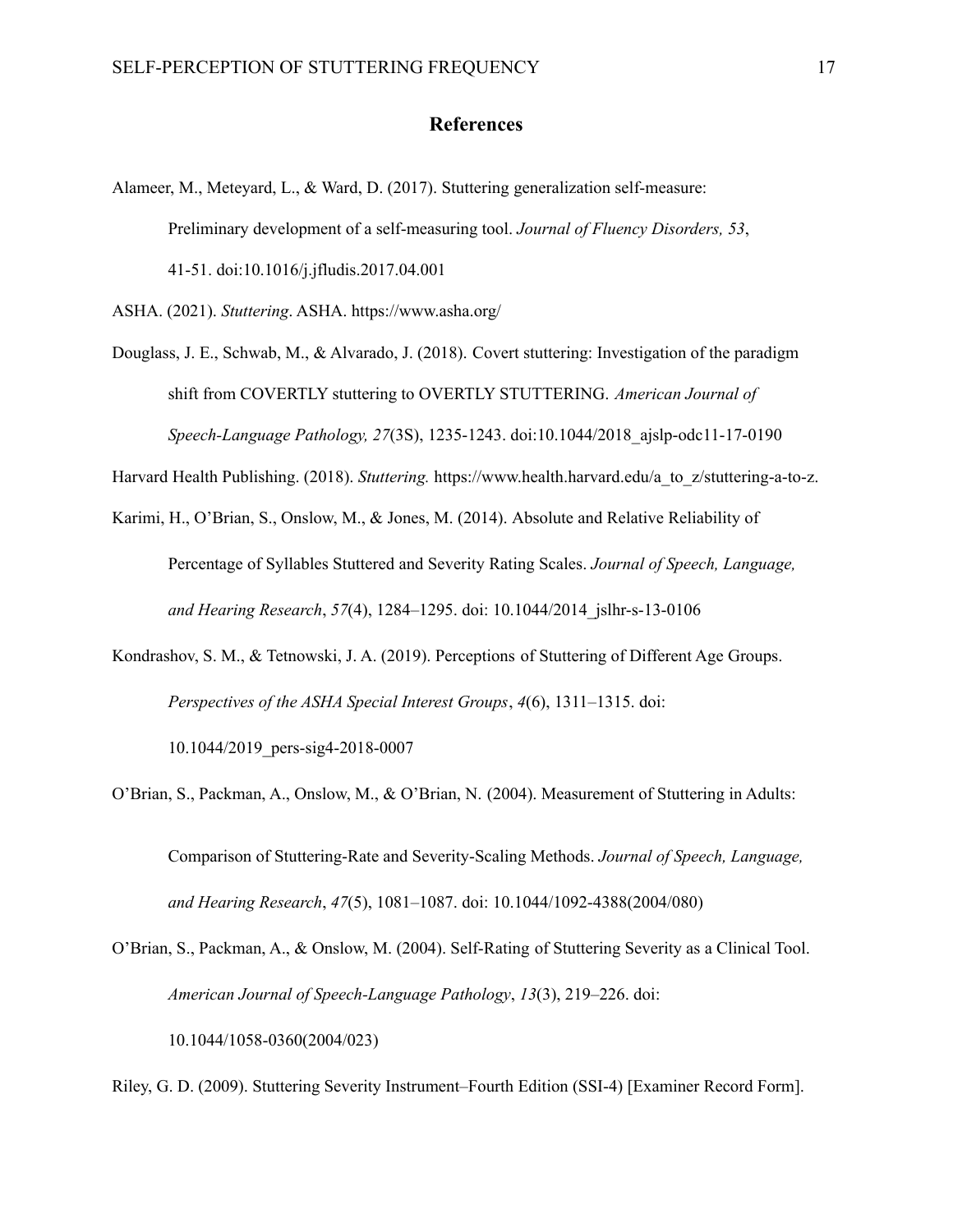# References

Alameer, M., Meteyard, L., & Ward, D. (2017). Stuttering generalization self-measure: Preliminary development of a self-measuring tool. *Journal of Fluency Disorders, 53*, 41-51. doi:10.1016/j.jfludis.2017.04.001

ASHA. (2021). *Stuttering*. ASHA. https://www.asha.org/

Douglass, J. E., Schwab, M., & Alvarado, J. (2018). Covert stuttering: Investigation of the paradigm shift from COVERTLY stuttering to OVERTLY STUTTERING. *American Journal of Speech-Language Pathology, 27*(3S), 1235-1243. doi:10.1044/2018_ajslp-odc11-17-0190

Harvard Health Publishing. (2018). *Stuttering.* https://www.health.harvard.edu/a_to_z/stuttering-a-to-z.

Karimi, H., O'Brian, S., Onslow, M., & Jones, M. (2014). Absolute and Relative Reliability of Percentage of Syllables Stuttered and Severity Rating Scales. *Journal of Speech, Language, and Hearing Research*, *57*(4), 1284–1295. doi: 10.1044/2014_jslhr-s-13-0106

Kondrashov, S. M., & Tetnowski, J. A. (2019). Perceptions of Stuttering of Different Age Groups. *Perspectives of the ASHA Special Interest Groups*, *4*(6), 1311–1315. doi: 10.1044/2019_pers-sig4-2018-0007

O'Brian, S., Packman, A., Onslow, M., & O'Brian, N. (2004). Measurement of Stuttering in Adults: Comparison of Stuttering-Rate and Severity-Scaling Methods. *Journal of Speech, Language, and Hearing Research*, *47*(5), 1081–1087. doi: 10.1044/1092-4388(2004/080)

O'Brian, S., Packman, A., & Onslow, M. (2004). Self-Rating of Stuttering Severity as a Clinical Tool. *American Journal of Speech-Language Pathology*, *13*(3), 219–226. doi: 10.1044/1058-0360(2004/023)

Riley, G. D. (2009). Stuttering Severity Instrument–Fourth Edition (SSI-4) [Examiner Record Form].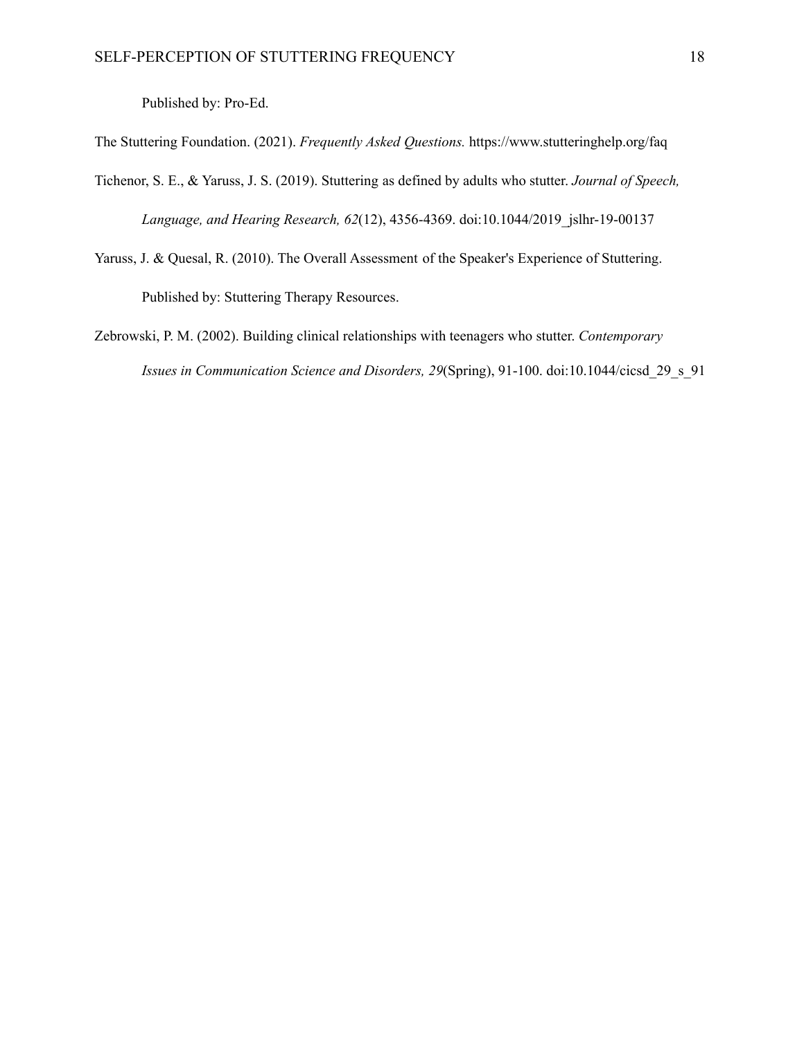Published by: Pro-Ed.

The Stuttering Foundation. (2021). *Frequently Asked Questions.* https://www.stutteringhelp.org/faq

Tichenor, S. E., & Yaruss, J. S. (2019). Stuttering as defined by adults who stutter. *Journal of Speech, Language, and Hearing Research, 62*(12), 4356-4369. doi:10.1044/2019_jslhr-19-00137

Yaruss, J. & Quesal, R. (2010). The Overall Assessment of the Speaker's Experience of Stuttering. Published by: Stuttering Therapy Resources.

Zebrowski, P. M. (2002). Building clinical relationships with teenagers who stutter. *Contemporary Issues in Communication Science and Disorders, 29*(Spring), 91-100. doi:10.1044/cicsd_29_s_91